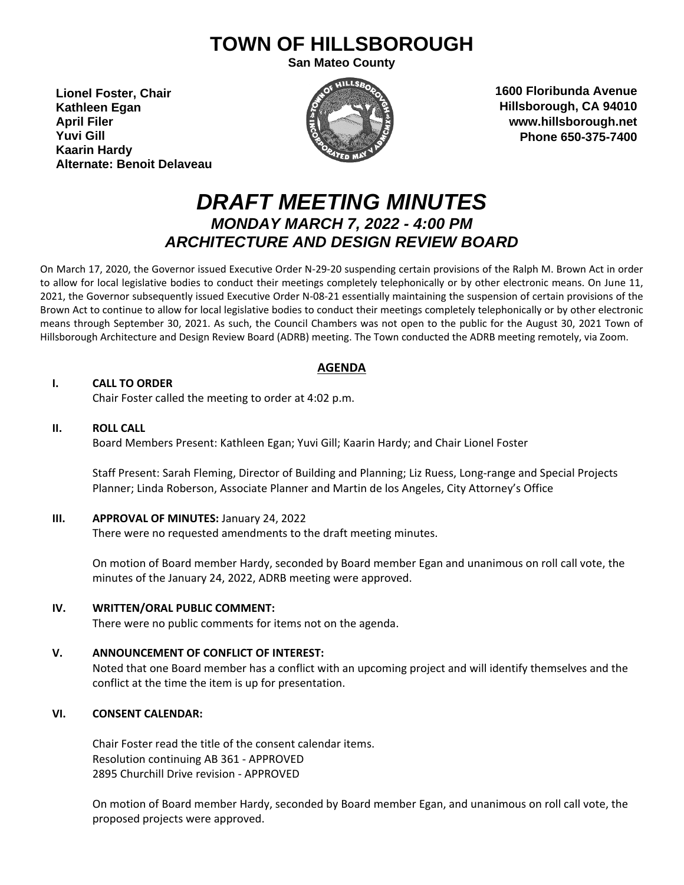# TOWN OF HILLSBOROUGH

**San Mateo County**

**Lionel Foster, Chair**
**Kathleen Egan**
**April Filer**
**Yuvi Gill**
**Kaarin Hardy**
**Alternate: Benoit Delaveau**

**1600 Floribunda Avenue**
**Hillsborough, CA 94010**
**www.hillsborough.net**
**Phone 650-375-7400**

# *DRAFT MEETING MINUTES*

## *MONDAY MARCH 7, 2022 - 4:00 PM*

## *ARCHITECTURE AND DESIGN REVIEW BOARD*

On March 17, 2020, the Governor issued Executive Order N-29-20 suspending certain provisions of the Ralph M. Brown Act in order to allow for local legislative bodies to conduct their meetings completely telephonically or by other electronic means. On June 11, 2021, the Governor subsequently issued Executive Order N-08-21 essentially maintaining the suspension of certain provisions of the Brown Act to continue to allow for local legislative bodies to conduct their meetings completely telephonically or by other electronic means through September 30, 2021. As such, the Council Chambers was not open to the public for the August 30, 2021 Town of Hillsborough Architecture and Design Review Board (ADRB) meeting. The Town conducted the ADRB meeting remotely, via Zoom.

## AGENDA

**I. CALL TO ORDER**

Chair Foster called the meeting to order at 4:02 p.m.

**II. ROLL CALL**

Board Members Present: Kathleen Egan; Yuvi Gill; Kaarin Hardy; and Chair Lionel Foster

Staff Present: Sarah Fleming, Director of Building and Planning; Liz Ruess, Long-range and Special Projects Planner; Linda Roberson, Associate Planner and Martin de los Angeles, City Attorney's Office

**III. APPROVAL OF MINUTES:** January 24, 2022

There were no requested amendments to the draft meeting minutes.

On motion of Board member Hardy, seconded by Board member Egan and unanimous on roll call vote, the minutes of the January 24, 2022, ADRB meeting were approved.

**IV. WRITTEN/ORAL PUBLIC COMMENT:**

There were no public comments for items not on the agenda.

**V. ANNOUNCEMENT OF CONFLICT OF INTEREST:**

Noted that one Board member has a conflict with an upcoming project and will identify themselves and the conflict at the time the item is up for presentation.

**VI. CONSENT CALENDAR:**

Chair Foster read the title of the consent calendar items.
Resolution continuing AB 361 - APPROVED
2895 Churchill Drive revision - APPROVED

On motion of Board member Hardy, seconded by Board member Egan, and unanimous on roll call vote, the proposed projects were approved.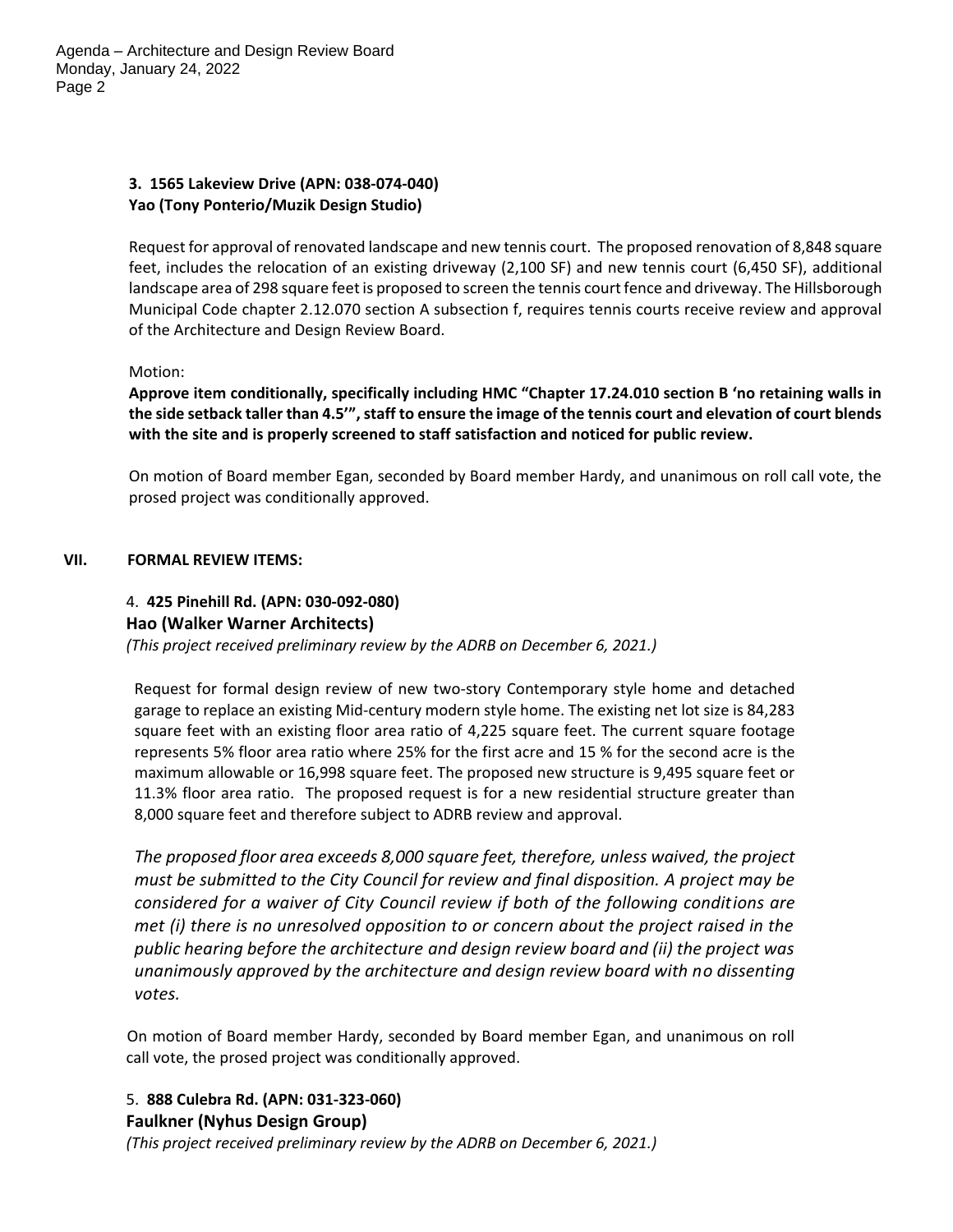**3. 1565 Lakeview Drive (APN: 038-074-040)**
**Yao (Tony Ponterio/Muzik Design Studio)**

Request for approval of renovated landscape and new tennis court. The proposed renovation of 8,848 square feet, includes the relocation of an existing driveway (2,100 SF) and new tennis court (6,450 SF), additional landscape area of 298 square feet is proposed to screen the tennis court fence and driveway. The Hillsborough Municipal Code chapter 2.12.070 section A subsection f, requires tennis courts receive review and approval of the Architecture and Design Review Board.

Motion:
**Approve item conditionally, specifically including HMC "Chapter 17.24.010 section B 'no retaining walls in the side setback taller than 4.5'", staff to ensure the image of the tennis court and elevation of court blends with the site and is properly screened to staff satisfaction and noticed for public review.**

On motion of Board member Egan, seconded by Board member Hardy, and unanimous on roll call vote, the prosed project was conditionally approved.

## VII. FORMAL REVIEW ITEMS:

4. **425 Pinehill Rd. (APN: 030-092-080)**
**Hao (Walker Warner Architects)**
*(This project received preliminary review by the ADRB on December 6, 2021.)*

Request for formal design review of new two-story Contemporary style home and detached garage to replace an existing Mid-century modern style home. The existing net lot size is 84,283 square feet with an existing floor area ratio of 4,225 square feet. The current square footage represents 5% floor area ratio where 25% for the first acre and 15 % for the second acre is the maximum allowable or 16,998 square feet. The proposed new structure is 9,495 square feet or 11.3% floor area ratio. The proposed request is for a new residential structure greater than 8,000 square feet and therefore subject to ADRB review and approval.

*The proposed floor area exceeds 8,000 square feet, therefore, unless waived, the project must be submitted to the City Council for review and final disposition. A project may be considered for a waiver of City Council review if both of the following conditions are met (i) there is no unresolved opposition to or concern about the project raised in the public hearing before the architecture and design review board and (ii) the project was unanimously approved by the architecture and design review board with no dissenting votes.*

On motion of Board member Hardy, seconded by Board member Egan, and unanimous on roll call vote, the prosed project was conditionally approved.

5. **888 Culebra Rd. (APN: 031-323-060)**
**Faulkner (Nyhus Design Group)**
*(This project received preliminary review by the ADRB on December 6, 2021.)*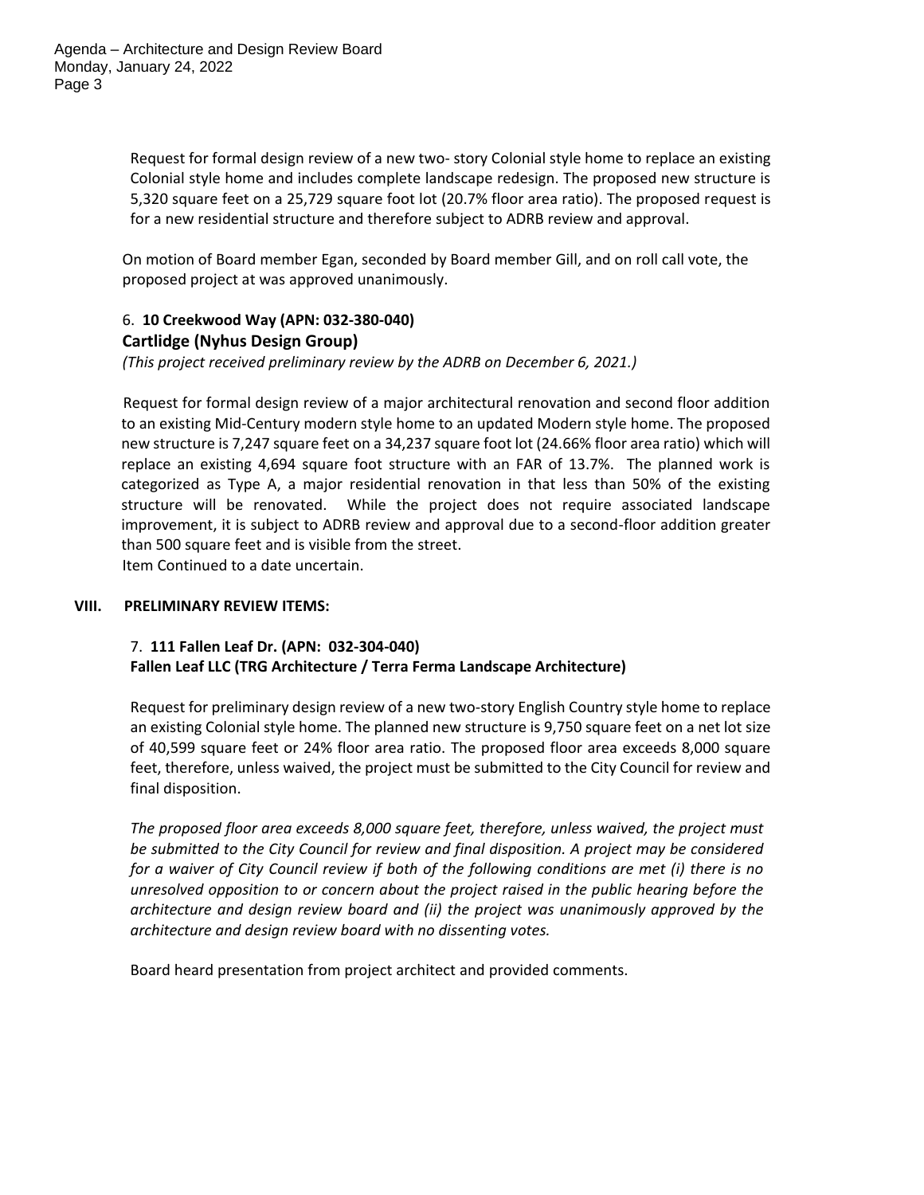Request for formal design review of a new two- story Colonial style home to replace an existing Colonial style home and includes complete landscape redesign. The proposed new structure is 5,320 square feet on a 25,729 square foot lot (20.7% floor area ratio). The proposed request is for a new residential structure and therefore subject to ADRB review and approval.

On motion of Board member Egan, seconded by Board member Gill, and on roll call vote, the proposed project at was approved unanimously.

6. **10 Creekwood Way (APN: 032-380-040)**
**Cartlidge (Nyhus Design Group)**
*(This project received preliminary review by the ADRB on December 6, 2021.)*

Request for formal design review of a major architectural renovation and second floor addition to an existing Mid-Century modern style home to an updated Modern style home. The proposed new structure is 7,247 square feet on a 34,237 square foot lot (24.66% floor area ratio) which will replace an existing 4,694 square foot structure with an FAR of 13.7%. The planned work is categorized as Type A, a major residential renovation in that less than 50% of the existing structure will be renovated. While the project does not require associated landscape improvement, it is subject to ADRB review and approval due to a second-floor addition greater than 500 square feet and is visible from the street.
Item Continued to a date uncertain.

## VIII. PRELIMINARY REVIEW ITEMS:

7. **111 Fallen Leaf Dr. (APN: 032-304-040)**
**Fallen Leaf LLC (TRG Architecture / Terra Ferma Landscape Architecture)**

Request for preliminary design review of a new two-story English Country style home to replace an existing Colonial style home. The planned new structure is 9,750 square feet on a net lot size of 40,599 square feet or 24% floor area ratio. The proposed floor area exceeds 8,000 square feet, therefore, unless waived, the project must be submitted to the City Council for review and final disposition.

*The proposed floor area exceeds 8,000 square feet, therefore, unless waived, the project must be submitted to the City Council for review and final disposition. A project may be considered for a waiver of City Council review if both of the following conditions are met (i) there is no unresolved opposition to or concern about the project raised in the public hearing before the architecture and design review board and (ii) the project was unanimously approved by the architecture and design review board with no dissenting votes.*

Board heard presentation from project architect and provided comments.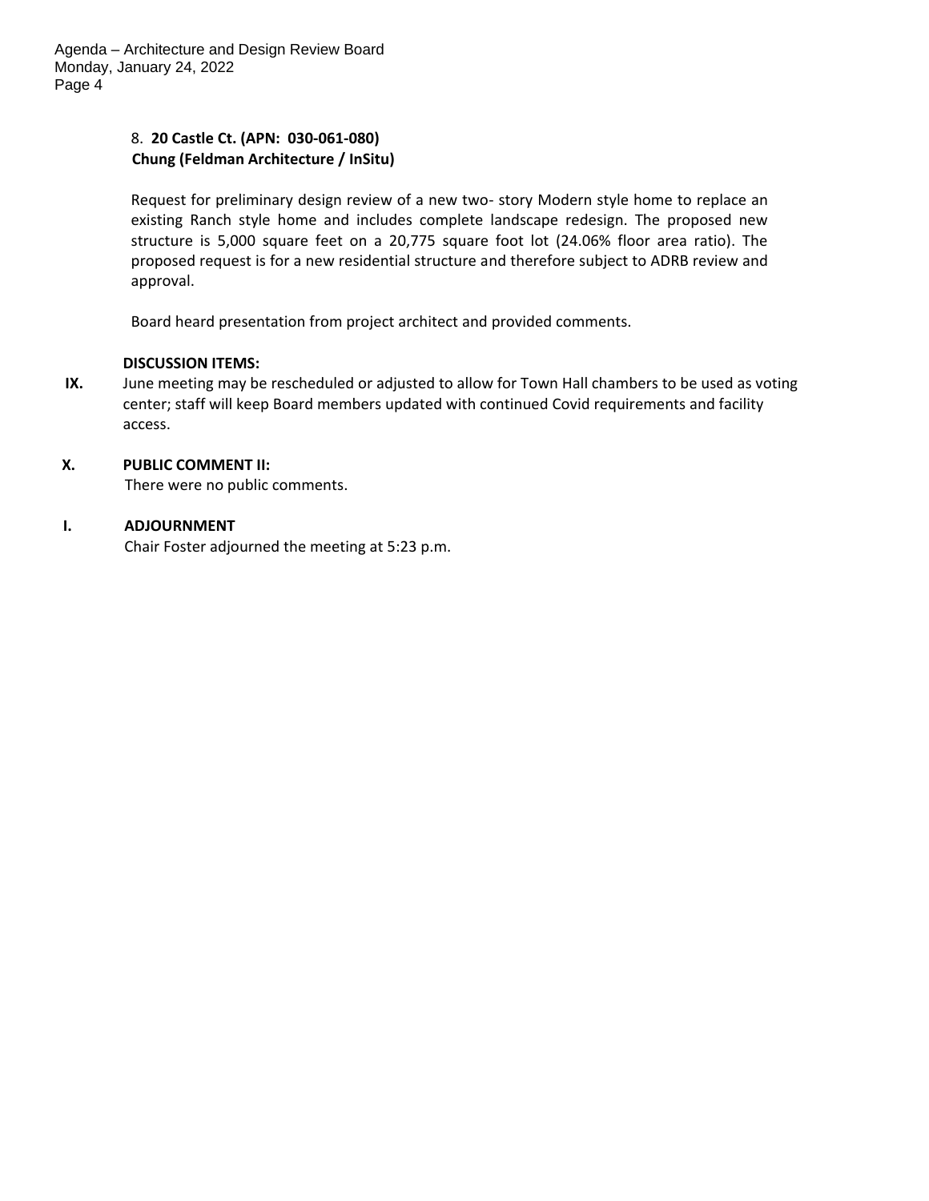8. **20 Castle Ct. (APN: 030-061-080)**
**Chung (Feldman Architecture / InSitu)**

Request for preliminary design review of a new two- story Modern style home to replace an existing Ranch style home and includes complete landscape redesign. The proposed new structure is 5,000 square feet on a 20,775 square foot lot (24.06% floor area ratio). The proposed request is for a new residential structure and therefore subject to ADRB review and approval.

Board heard presentation from project architect and provided comments.

**DISCUSSION ITEMS:**

**IX.** June meeting may be rescheduled or adjusted to allow for Town Hall chambers to be used as voting center; staff will keep Board members updated with continued Covid requirements and facility access.

**X. PUBLIC COMMENT II:**

There were no public comments.

**I. ADJOURNMENT**

Chair Foster adjourned the meeting at 5:23 p.m.